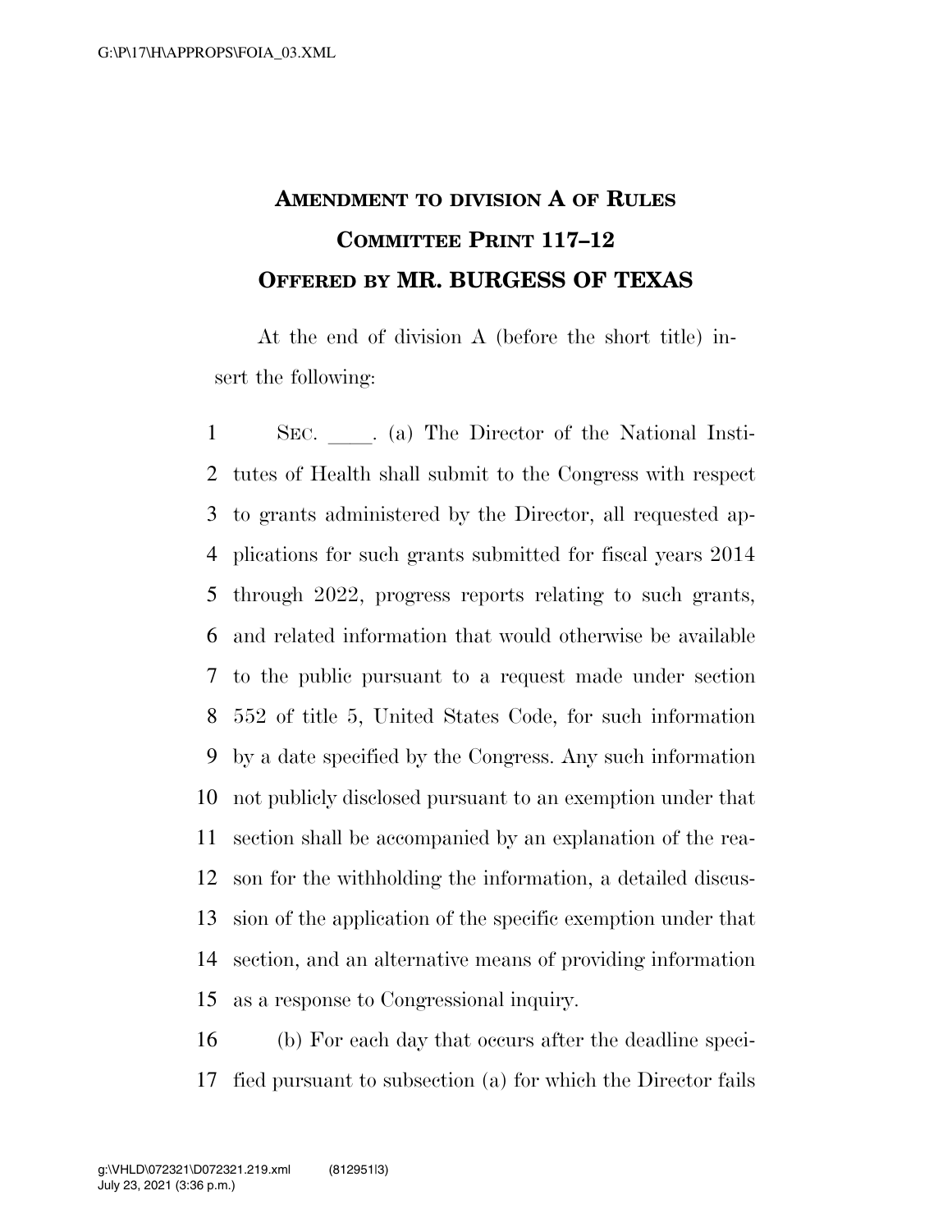# AMENDMENT TO DIVISION A OF RULES COMMITTEE PRINT 117–12 OFFERED BY MR. BURGESS OF TEXAS

At the end of division A (before the short title) insert the following:

SEC. \_\_\_\_. (a) The Director of the National Institutes of Health shall submit to the Congress with respect to grants administered by the Director, all requested applications for such grants submitted for fiscal years 2014 through 2022, progress reports relating to such grants, and related information that would otherwise be available to the public pursuant to a request made under section 552 of title 5, United States Code, for such information by a date specified by the Congress. Any such information not publicly disclosed pursuant to an exemption under that section shall be accompanied by an explanation of the reason for the withholding the information, a detailed discussion of the application of the specific exemption under that section, and an alternative means of providing information as a response to Congressional inquiry.

(b) For each day that occurs after the deadline specified pursuant to subsection (a) for which the Director fails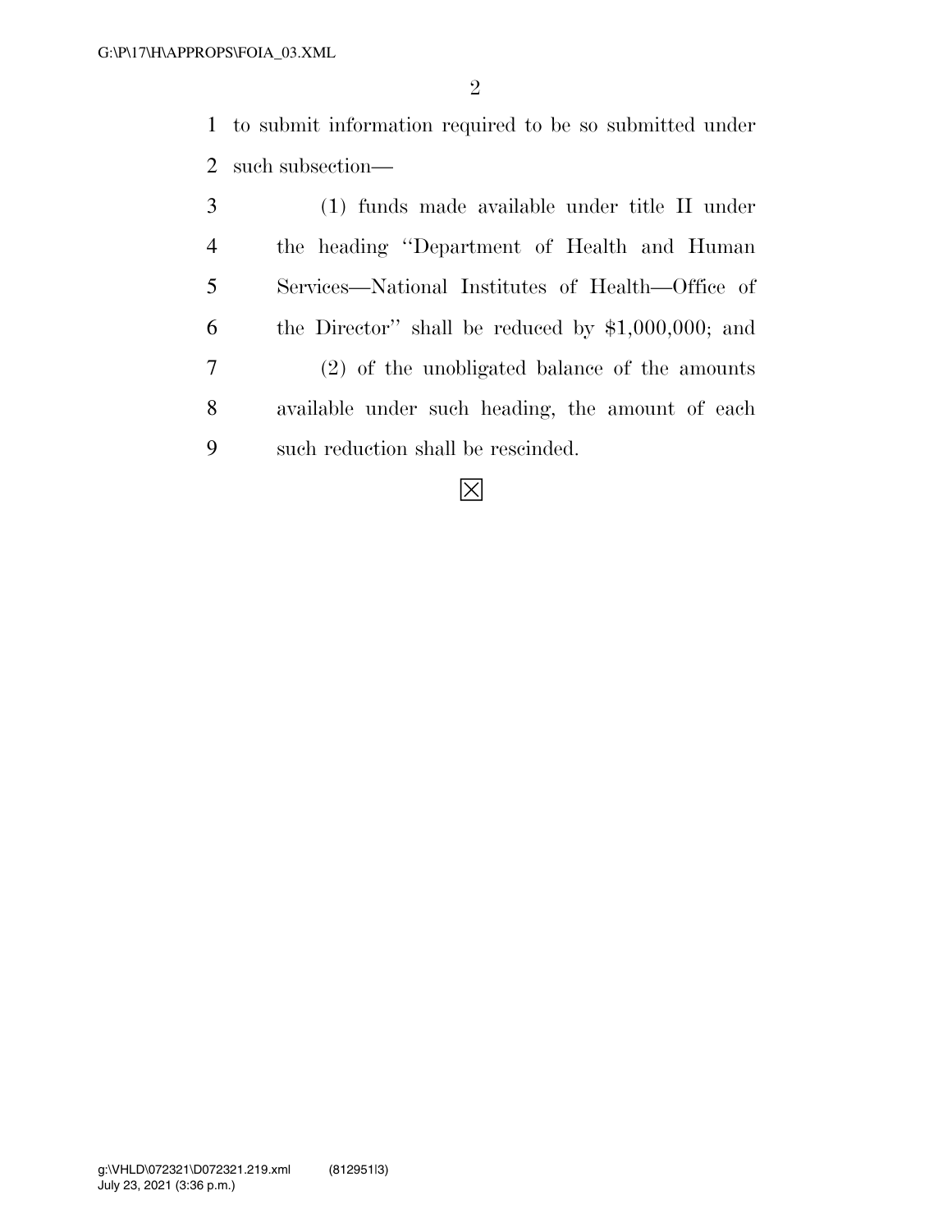to submit information required to be so submitted under such subsection—

(1) funds made available under title II under the heading "Department of Health and Human Services—National Institutes of Health—Office of the Director" shall be reduced by $1,000,000; and

(2) of the unobligated balance of the amounts available under such heading, the amount of each such reduction shall be rescinded.